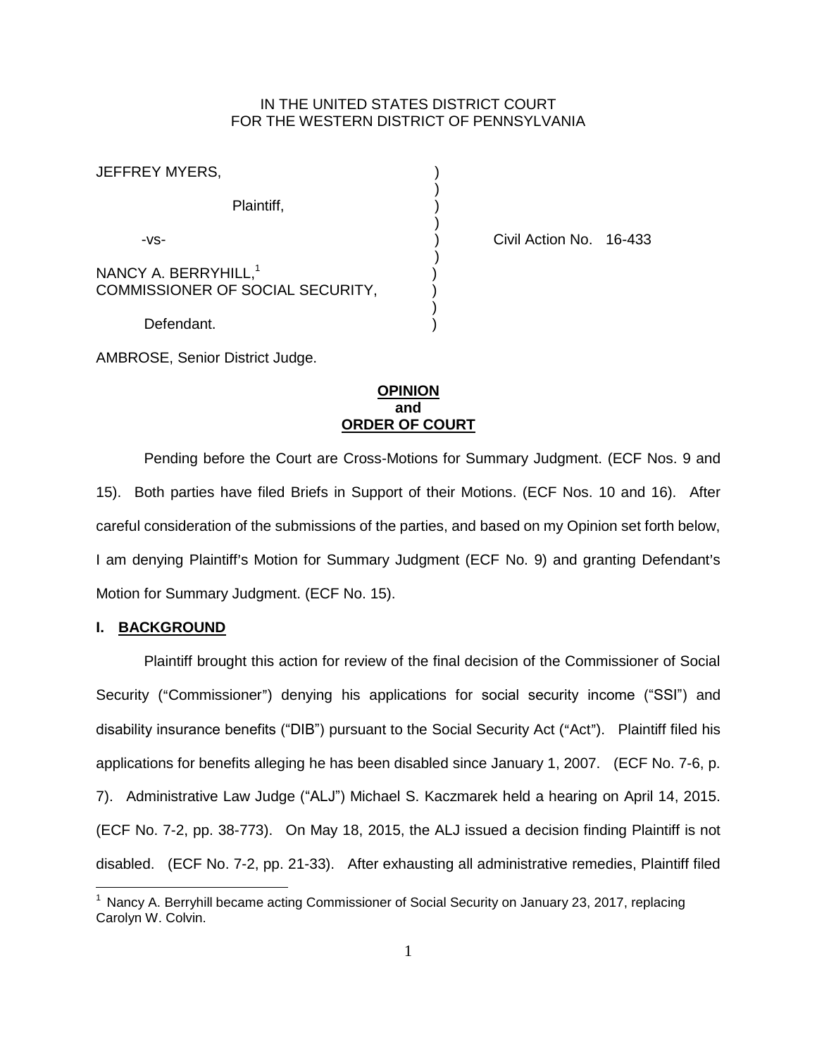IN THE UNITED STATES DISTRICT COURT
FOR THE WESTERN DISTRICT OF PENNSYLVANIA

JEFFREY MYERS,

Plaintiff,

-vs-

NANCY A. BERRYHILL,[1]
COMMISSIONER OF SOCIAL SECURITY,

Defendant.

Civil Action No. 16-433

AMBROSE, Senior District Judge.

**OPINION**
**and**
**ORDER OF COURT**

Pending before the Court are Cross-Motions for Summary Judgment. (ECF Nos. 9 and 15). Both parties have filed Briefs in Support of their Motions. (ECF Nos. 10 and 16). After careful consideration of the submissions of the parties, and based on my Opinion set forth below, I am denying Plaintiff's Motion for Summary Judgment (ECF No. 9) and granting Defendant's Motion for Summary Judgment. (ECF No. 15).

## I. BACKGROUND

Plaintiff brought this action for review of the final decision of the Commissioner of Social Security ("Commissioner") denying his applications for social security income ("SSI") and disability insurance benefits ("DIB") pursuant to the Social Security Act ("Act"). Plaintiff filed his applications for benefits alleging he has been disabled since January 1, 2007. (ECF No. 7-6, p. 7). Administrative Law Judge ("ALJ") Michael S. Kaczmarek held a hearing on April 14, 2015. (ECF No. 7-2, pp. 38-773). On May 18, 2015, the ALJ issued a decision finding Plaintiff is not disabled. (ECF No. 7-2, pp. 21-33). After exhausting all administrative remedies, Plaintiff filed

[1] Nancy A. Berryhill became acting Commissioner of Social Security on January 23, 2017, replacing Carolyn W. Colvin.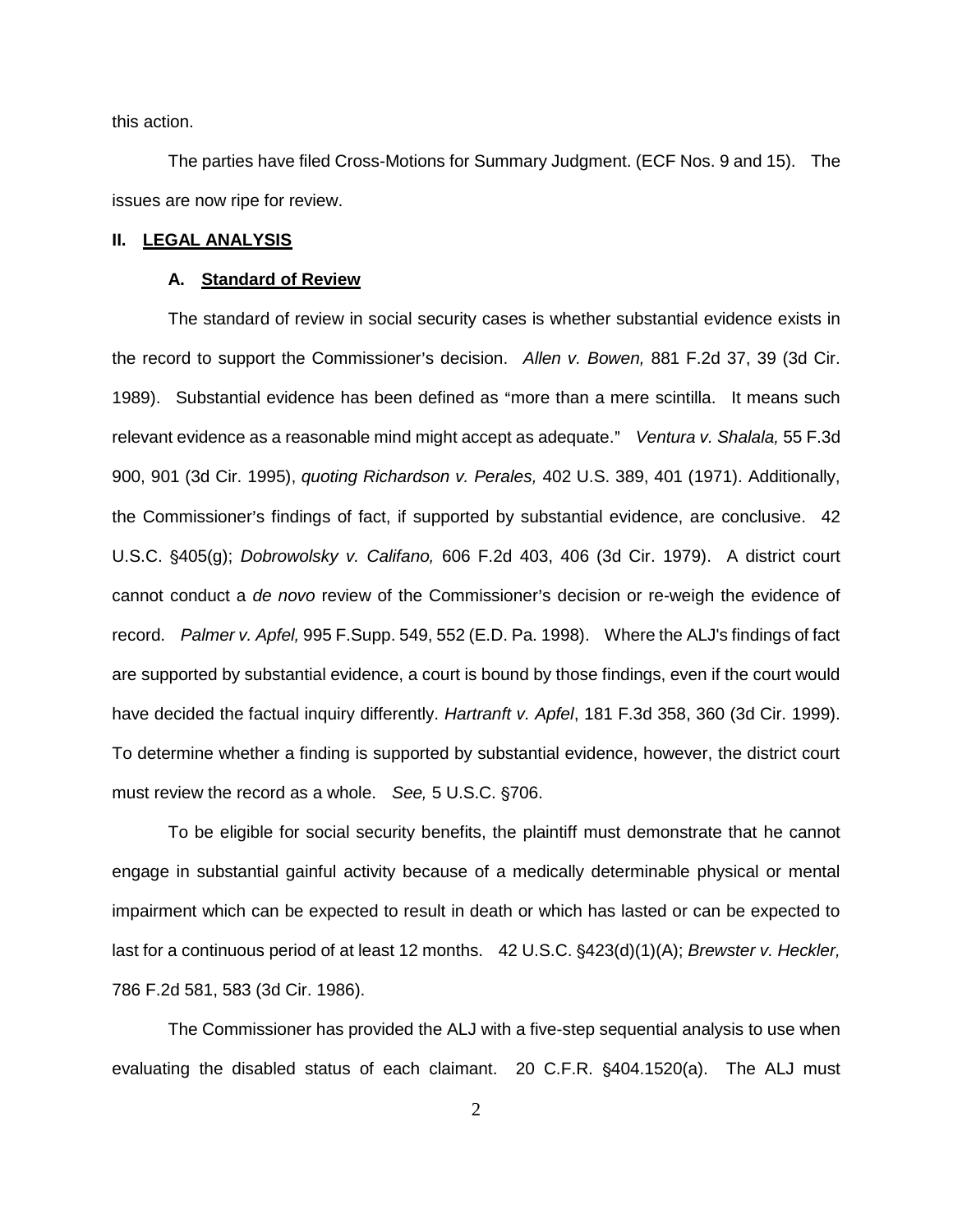this action.

The parties have filed Cross-Motions for Summary Judgment. (ECF Nos. 9 and 15). The issues are now ripe for review.

## II. LEGAL ANALYSIS

### A. Standard of Review

The standard of review in social security cases is whether substantial evidence exists in the record to support the Commissioner's decision. *Allen v. Bowen,* 881 F.2d 37, 39 (3d Cir. 1989). Substantial evidence has been defined as "more than a mere scintilla. It means such relevant evidence as a reasonable mind might accept as adequate." *Ventura v. Shalala,* 55 F.3d 900, 901 (3d Cir. 1995), *quoting Richardson v. Perales,* 402 U.S. 389, 401 (1971). Additionally, the Commissioner's findings of fact, if supported by substantial evidence, are conclusive. 42 U.S.C. §405(g); *Dobrowolsky v. Califano,* 606 F.2d 403, 406 (3d Cir. 1979). A district court cannot conduct a *de novo* review of the Commissioner's decision or re-weigh the evidence of record. *Palmer v. Apfel,* 995 F.Supp. 549, 552 (E.D. Pa. 1998). Where the ALJ's findings of fact are supported by substantial evidence, a court is bound by those findings, even if the court would have decided the factual inquiry differently. *Hartranft v. Apfel*, 181 F.3d 358, 360 (3d Cir. 1999). To determine whether a finding is supported by substantial evidence, however, the district court must review the record as a whole. *See,* 5 U.S.C. §706.

To be eligible for social security benefits, the plaintiff must demonstrate that he cannot engage in substantial gainful activity because of a medically determinable physical or mental impairment which can be expected to result in death or which has lasted or can be expected to last for a continuous period of at least 12 months. 42 U.S.C. §423(d)(1)(A); *Brewster v. Heckler,* 786 F.2d 581, 583 (3d Cir. 1986).

The Commissioner has provided the ALJ with a five-step sequential analysis to use when evaluating the disabled status of each claimant. 20 C.F.R. §404.1520(a). The ALJ must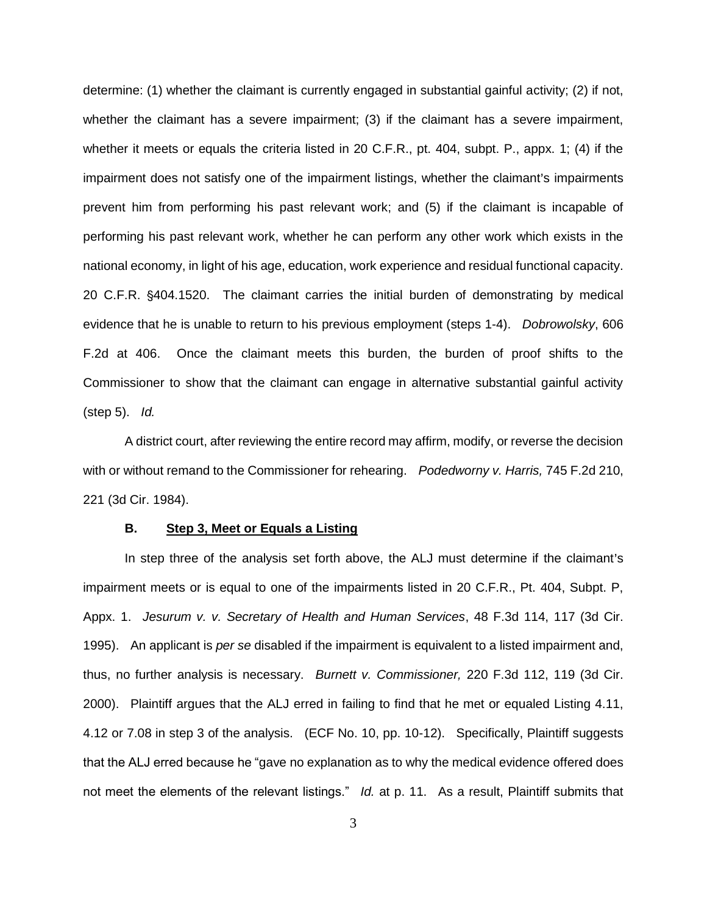determine: (1) whether the claimant is currently engaged in substantial gainful activity; (2) if not, whether the claimant has a severe impairment; (3) if the claimant has a severe impairment, whether it meets or equals the criteria listed in 20 C.F.R., pt. 404, subpt. P., appx. 1; (4) if the impairment does not satisfy one of the impairment listings, whether the claimant's impairments prevent him from performing his past relevant work; and (5) if the claimant is incapable of performing his past relevant work, whether he can perform any other work which exists in the national economy, in light of his age, education, work experience and residual functional capacity. 20 C.F.R. §404.1520. The claimant carries the initial burden of demonstrating by medical evidence that he is unable to return to his previous employment (steps 1-4). *Dobrowolsky*, 606 F.2d at 406. Once the claimant meets this burden, the burden of proof shifts to the Commissioner to show that the claimant can engage in alternative substantial gainful activity (step 5). *Id.*

A district court, after reviewing the entire record may affirm, modify, or reverse the decision with or without remand to the Commissioner for rehearing. *Podedworny v. Harris,* 745 F.2d 210, 221 (3d Cir. 1984).

### B. <u>Step 3, Meet or Equals a Listing</u>

In step three of the analysis set forth above, the ALJ must determine if the claimant's impairment meets or is equal to one of the impairments listed in 20 C.F.R., Pt. 404, Subpt. P, Appx. 1. *Jesurum v. v. Secretary of Health and Human Services*, 48 F.3d 114, 117 (3d Cir. 1995). An applicant is *per se* disabled if the impairment is equivalent to a listed impairment and, thus, no further analysis is necessary. *Burnett v. Commissioner,* 220 F.3d 112, 119 (3d Cir. 2000). Plaintiff argues that the ALJ erred in failing to find that he met or equaled Listing 4.11, 4.12 or 7.08 in step 3 of the analysis. (ECF No. 10, pp. 10-12). Specifically, Plaintiff suggests that the ALJ erred because he "gave no explanation as to why the medical evidence offered does not meet the elements of the relevant listings." *Id.* at p. 11. As a result, Plaintiff submits that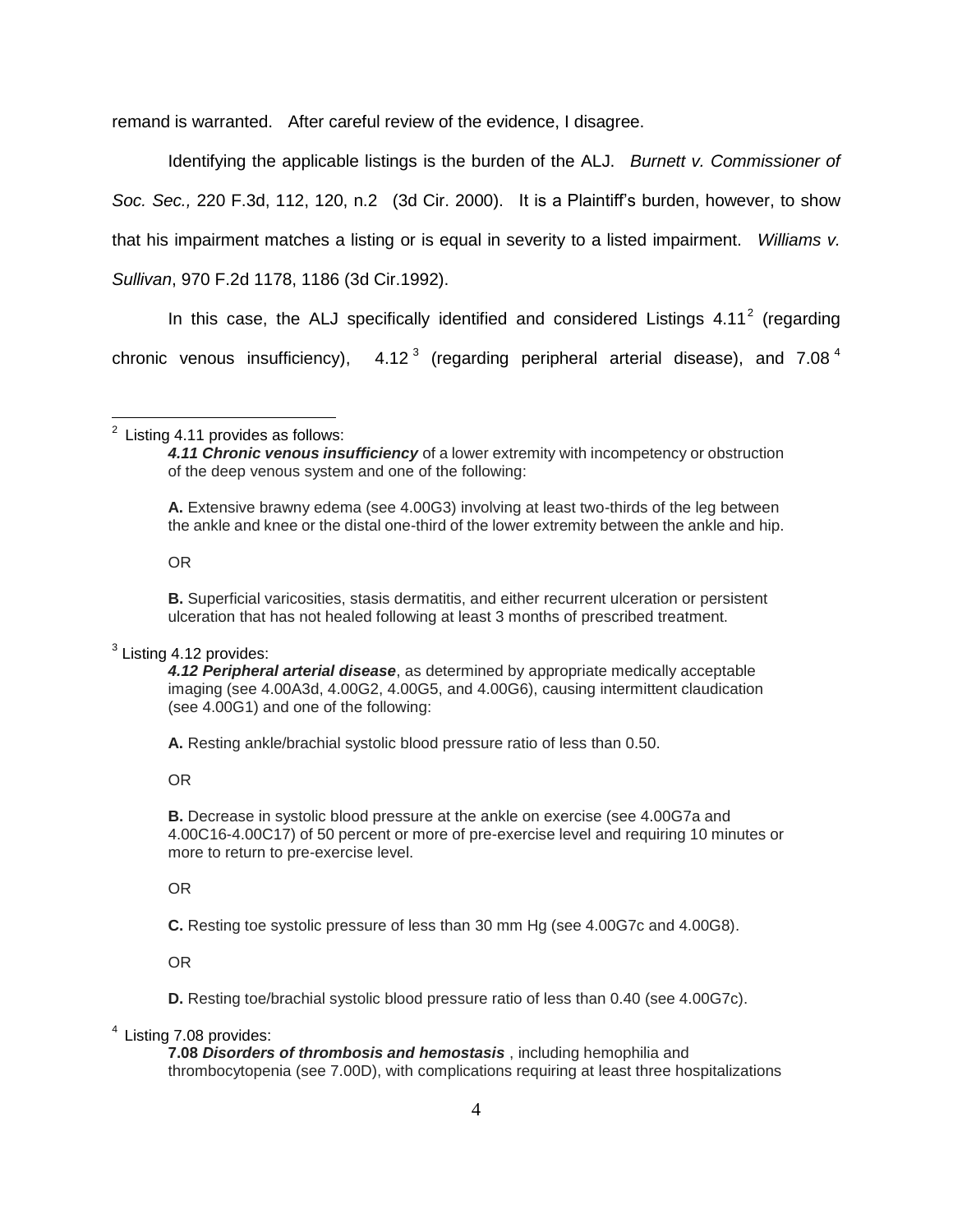remand is warranted. After careful review of the evidence, I disagree.

Identifying the applicable listings is the burden of the ALJ. *Burnett v. Commissioner of Soc. Sec.,* 220 F.3d, 112, 120, n.2 (3d Cir. 2000). It is a Plaintiff's burden, however, to show that his impairment matches a listing or is equal in severity to a listed impairment. *Williams v. Sullivan*, 970 F.2d 1178, 1186 (3d Cir.1992).

In this case, the ALJ specifically identified and considered Listings 4.11[2] (regarding chronic venous insufficiency), 4.12[3] (regarding peripheral arterial disease), and 7.08[4]

---

[2] Listing 4.11 provides as follows:

> ***4.11 Chronic venous insufficiency*** of a lower extremity with incompetency or obstruction of the deep venous system and one of the following:
>
> **A.** Extensive brawny edema (see 4.00G3) involving at least two-thirds of the leg between the ankle and knee or the distal one-third of the lower extremity between the ankle and hip.
>
> OR
>
> **B.** Superficial varicosities, stasis dermatitis, and either recurrent ulceration or persistent ulceration that has not healed following at least 3 months of prescribed treatment.

[3] Listing 4.12 provides:

> ***4.12 Peripheral arterial disease***, as determined by appropriate medically acceptable imaging (see 4.00A3d, 4.00G2, 4.00G5, and 4.00G6), causing intermittent claudication (see 4.00G1) and one of the following:
>
> **A.** Resting ankle/brachial systolic blood pressure ratio of less than 0.50.
>
> OR
>
> **B.** Decrease in systolic blood pressure at the ankle on exercise (see 4.00G7a and 4.00C16-4.00C17) of 50 percent or more of pre-exercise level and requiring 10 minutes or more to return to pre-exercise level.
>
> OR
>
> **C.** Resting toe systolic pressure of less than 30 mm Hg (see 4.00G7c and 4.00G8).
>
> OR
>
> **D.** Resting toe/brachial systolic blood pressure ratio of less than 0.40 (see 4.00G7c).

[4] Listing 7.08 provides:

> **7.08 *Disorders of thrombosis and hemostasis*** , including hemophilia and thrombocytopenia (see 7.00D), with complications requiring at least three hospitalizations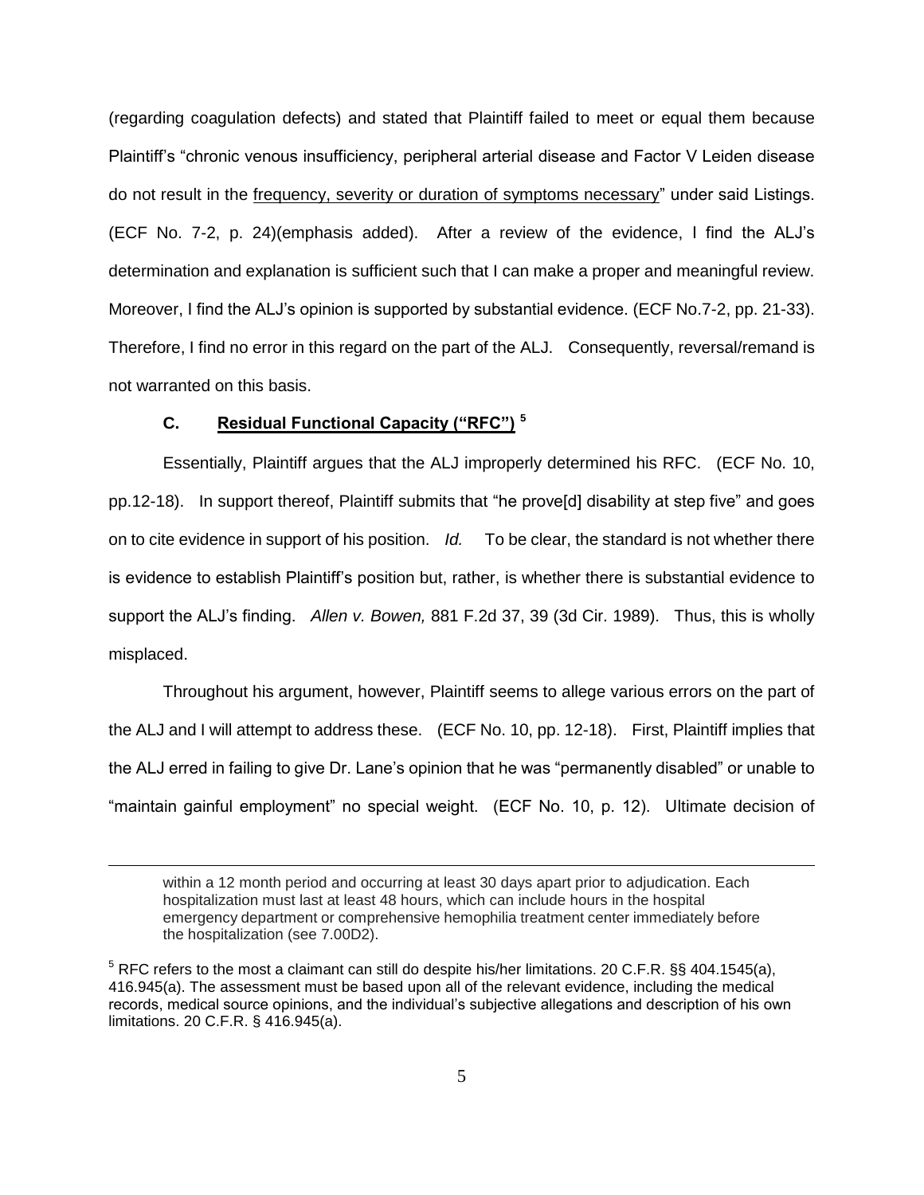(regarding coagulation defects) and stated that Plaintiff failed to meet or equal them because Plaintiff's "chronic venous insufficiency, peripheral arterial disease and Factor V Leiden disease do not result in the frequency, severity or duration of symptoms necessary" under said Listings. (ECF No. 7-2, p. 24)(emphasis added). After a review of the evidence, I find the ALJ's determination and explanation is sufficient such that I can make a proper and meaningful review. Moreover, I find the ALJ's opinion is supported by substantial evidence. (ECF No.7-2, pp. 21-33). Therefore, I find no error in this regard on the part of the ALJ. Consequently, reversal/remand is not warranted on this basis.

### C. Residual Functional Capacity ("RFC") [5]

Essentially, Plaintiff argues that the ALJ improperly determined his RFC. (ECF No. 10, pp.12-18). In support thereof, Plaintiff submits that "he prove[d] disability at step five" and goes on to cite evidence in support of his position. *Id.* To be clear, the standard is not whether there is evidence to establish Plaintiff's position but, rather, is whether there is substantial evidence to support the ALJ's finding. *Allen v. Bowen,* 881 F.2d 37, 39 (3d Cir. 1989). Thus, this is wholly misplaced.

Throughout his argument, however, Plaintiff seems to allege various errors on the part of the ALJ and I will attempt to address these. (ECF No. 10, pp. 12-18). First, Plaintiff implies that the ALJ erred in failing to give Dr. Lane's opinion that he was "permanently disabled" or unable to "maintain gainful employment" no special weight. (ECF No. 10, p. 12). Ultimate decision of

---

within a 12 month period and occurring at least 30 days apart prior to adjudication. Each hospitalization must last at least 48 hours, which can include hours in the hospital emergency department or comprehensive hemophilia treatment center immediately before the hospitalization (see 7.00D2).

[5] RFC refers to the most a claimant can still do despite his/her limitations. 20 C.F.R. §§ 404.1545(a), 416.945(a). The assessment must be based upon all of the relevant evidence, including the medical records, medical source opinions, and the individual's subjective allegations and description of his own limitations. 20 C.F.R. § 416.945(a).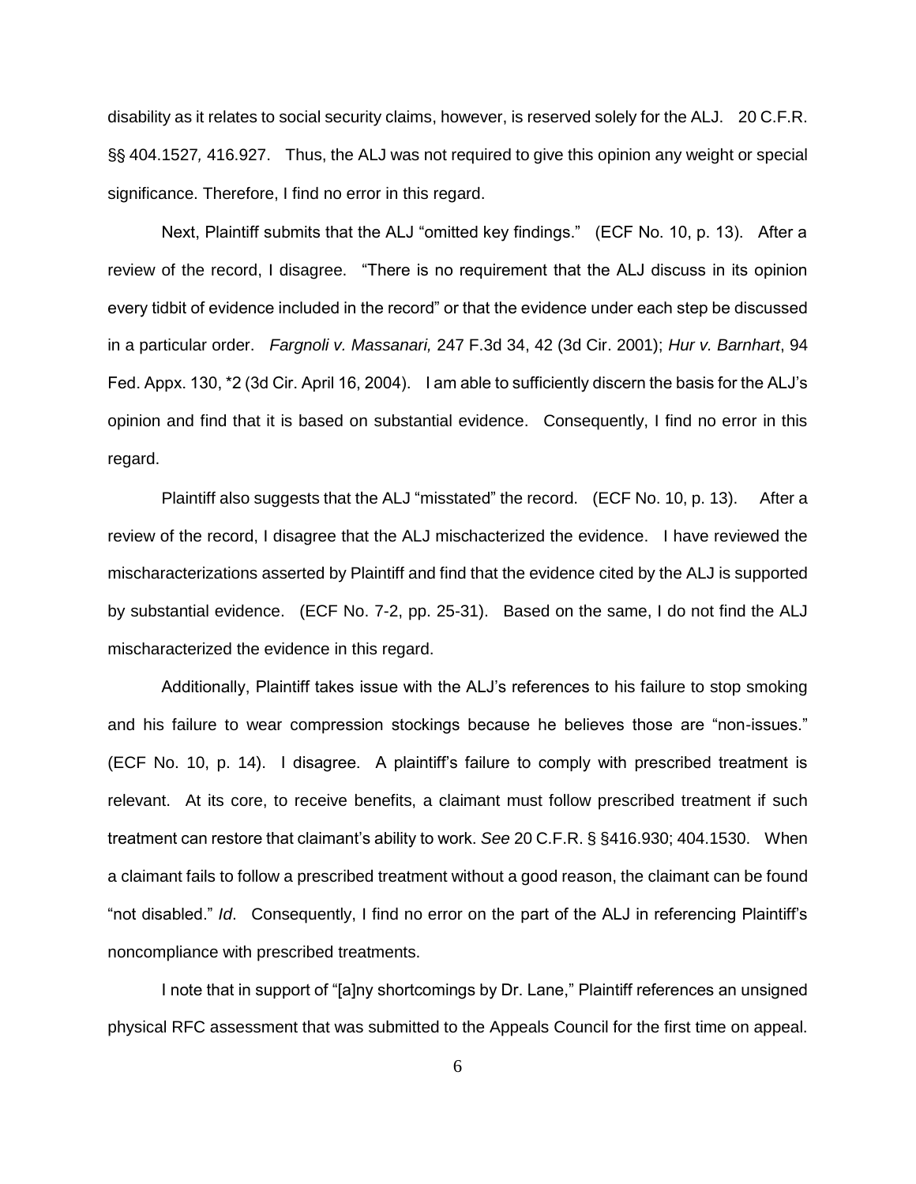disability as it relates to social security claims, however, is reserved solely for the ALJ. 20 C.F.R. §§ 404.1527*,* 416.927. Thus, the ALJ was not required to give this opinion any weight or special significance. Therefore, I find no error in this regard.

Next, Plaintiff submits that the ALJ "omitted key findings." (ECF No. 10, p. 13). After a review of the record, I disagree. "There is no requirement that the ALJ discuss in its opinion every tidbit of evidence included in the record" or that the evidence under each step be discussed in a particular order. *Fargnoli v. Massanari,* 247 F.3d 34, 42 (3d Cir. 2001); *Hur v. Barnhart*, 94 Fed. Appx. 130, *2 (3d Cir. April 16, 2004). I am able to sufficiently discern the basis for the ALJ's opinion and find that it is based on substantial evidence. Consequently, I find no error in this regard.

Plaintiff also suggests that the ALJ "misstated" the record. (ECF No. 10, p. 13). After a review of the record, I disagree that the ALJ mischacterized the evidence. I have reviewed the mischaracterizations asserted by Plaintiff and find that the evidence cited by the ALJ is supported by substantial evidence. (ECF No. 7-2, pp. 25-31). Based on the same, I do not find the ALJ mischaracterized the evidence in this regard.

Additionally, Plaintiff takes issue with the ALJ's references to his failure to stop smoking and his failure to wear compression stockings because he believes those are "non-issues." (ECF No. 10, p. 14). I disagree. A plaintiff's failure to comply with prescribed treatment is relevant. At its core, to receive benefits, a claimant must follow prescribed treatment if such treatment can restore that claimant's ability to work. *See* 20 C.F.R. § §416.930; 404.1530. When a claimant fails to follow a prescribed treatment without a good reason, the claimant can be found "not disabled." *Id*. Consequently, I find no error on the part of the ALJ in referencing Plaintiff's noncompliance with prescribed treatments.

I note that in support of "[a]ny shortcomings by Dr. Lane," Plaintiff references an unsigned physical RFC assessment that was submitted to the Appeals Council for the first time on appeal.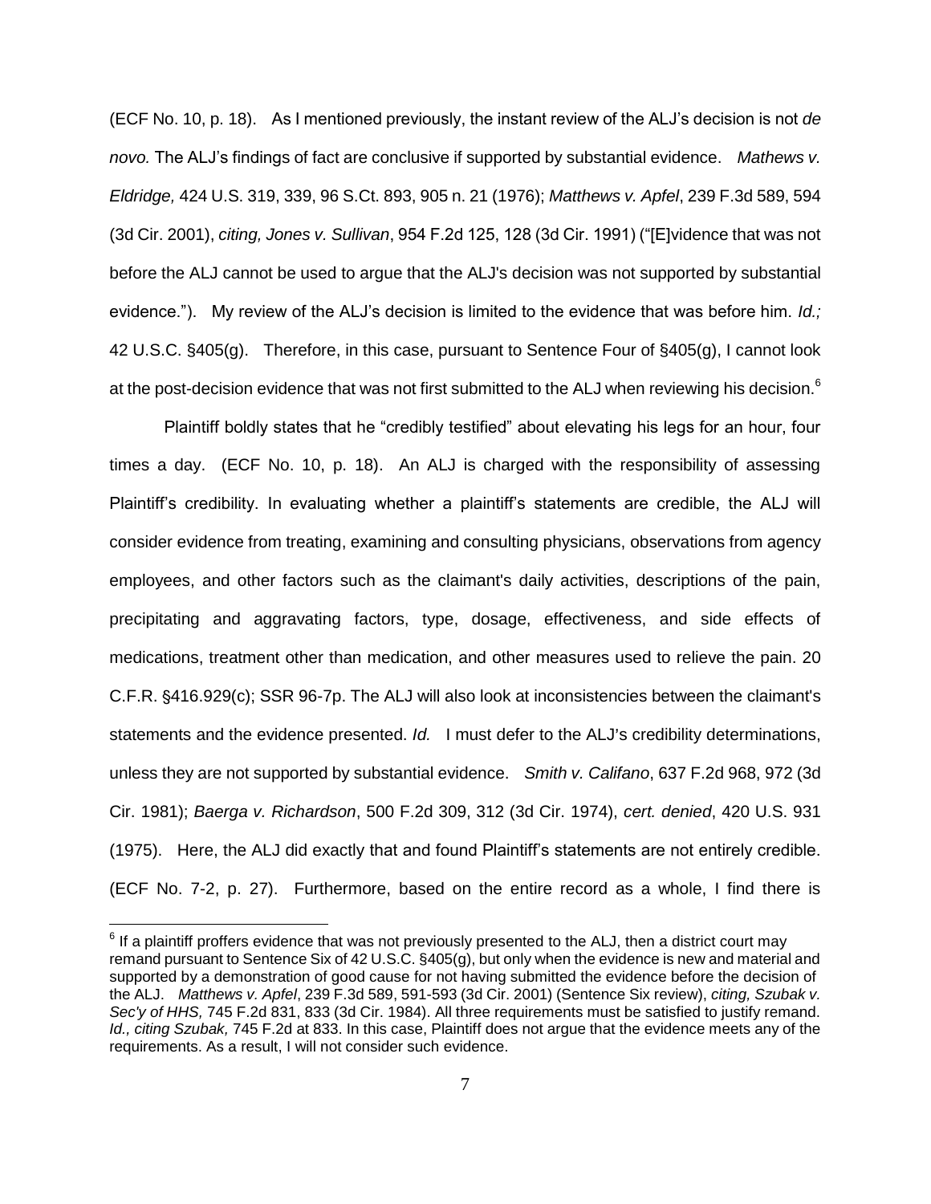(ECF No. 10, p. 18). As I mentioned previously, the instant review of the ALJ's decision is not *de novo.* The ALJ's findings of fact are conclusive if supported by substantial evidence. *Mathews v. Eldridge,* 424 U.S. 319, 339, 96 S.Ct. 893, 905 n. 21 (1976); *Matthews v. Apfel*, 239 F.3d 589, 594 (3d Cir. 2001), *citing, Jones v. Sullivan*, 954 F.2d 125, 128 (3d Cir. 1991) ("[E]vidence that was not before the ALJ cannot be used to argue that the ALJ's decision was not supported by substantial evidence."). My review of the ALJ's decision is limited to the evidence that was before him. *Id.;* 42 U.S.C. §405(g). Therefore, in this case, pursuant to Sentence Four of §405(g), I cannot look at the post-decision evidence that was not first submitted to the ALJ when reviewing his decision.[6]

Plaintiff boldly states that he "credibly testified" about elevating his legs for an hour, four times a day. (ECF No. 10, p. 18). An ALJ is charged with the responsibility of assessing Plaintiff's credibility. In evaluating whether a plaintiff's statements are credible, the ALJ will consider evidence from treating, examining and consulting physicians, observations from agency employees, and other factors such as the claimant's daily activities, descriptions of the pain, precipitating and aggravating factors, type, dosage, effectiveness, and side effects of medications, treatment other than medication, and other measures used to relieve the pain. 20 C.F.R. §416.929(c); SSR 96-7p. The ALJ will also look at inconsistencies between the claimant's statements and the evidence presented. *Id.* I must defer to the ALJ's credibility determinations, unless they are not supported by substantial evidence. *Smith v. Califano*, 637 F.2d 968, 972 (3d Cir. 1981); *Baerga v. Richardson*, 500 F.2d 309, 312 (3d Cir. 1974), *cert. denied*, 420 U.S. 931 (1975). Here, the ALJ did exactly that and found Plaintiff's statements are not entirely credible. (ECF No. 7-2, p. 27). Furthermore, based on the entire record as a whole, I find there is

[6] If a plaintiff proffers evidence that was not previously presented to the ALJ, then a district court may remand pursuant to Sentence Six of 42 U.S.C. §405(g), but only when the evidence is new and material and supported by a demonstration of good cause for not having submitted the evidence before the decision of the ALJ. *Matthews v. Apfel*, 239 F.3d 589, 591-593 (3d Cir. 2001) (Sentence Six review), *citing, Szubak v. Sec'y of HHS,* 745 F.2d 831, 833 (3d Cir. 1984). All three requirements must be satisfied to justify remand. *Id., citing Szubak,* 745 F.2d at 833. In this case, Plaintiff does not argue that the evidence meets any of the requirements. As a result, I will not consider such evidence.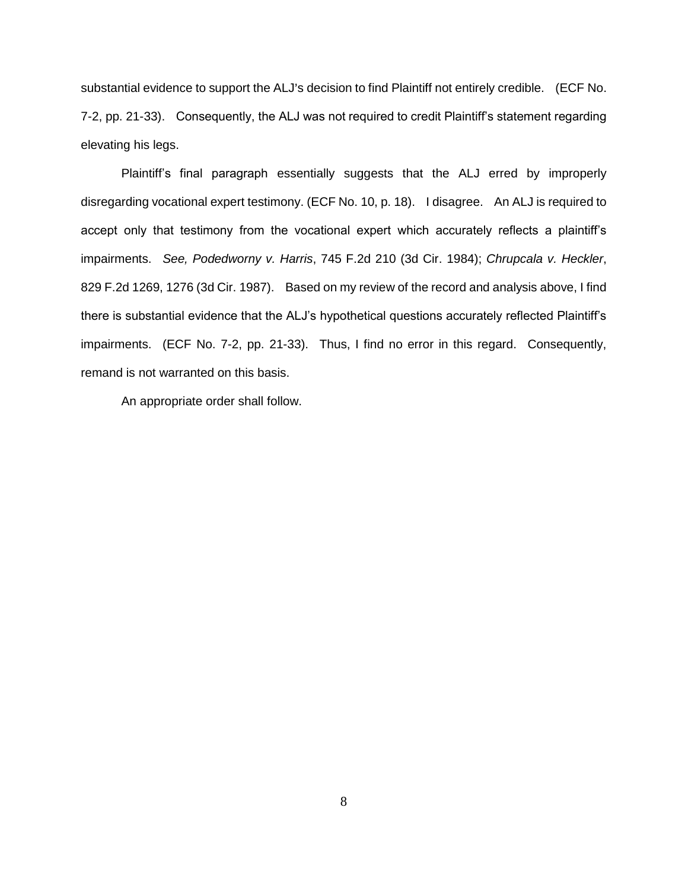substantial evidence to support the ALJ's decision to find Plaintiff not entirely credible. (ECF No. 7-2, pp. 21-33). Consequently, the ALJ was not required to credit Plaintiff's statement regarding elevating his legs.

Plaintiff's final paragraph essentially suggests that the ALJ erred by improperly disregarding vocational expert testimony. (ECF No. 10, p. 18). I disagree. An ALJ is required to accept only that testimony from the vocational expert which accurately reflects a plaintiff's impairments. *See, Podedworny v. Harris*, 745 F.2d 210 (3d Cir. 1984); *Chrupcala v. Heckler*, 829 F.2d 1269, 1276 (3d Cir. 1987). Based on my review of the record and analysis above, I find there is substantial evidence that the ALJ's hypothetical questions accurately reflected Plaintiff's impairments. (ECF No. 7-2, pp. 21-33). Thus, I find no error in this regard. Consequently, remand is not warranted on this basis.

An appropriate order shall follow.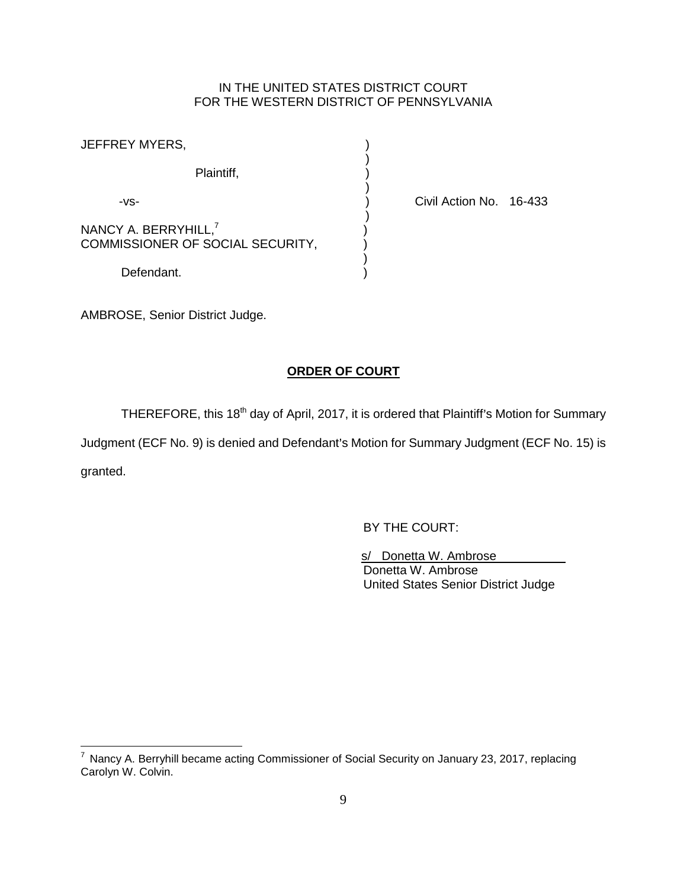IN THE UNITED STATES DISTRICT COURT
FOR THE WESTERN DISTRICT OF PENNSYLVANIA

JEFFREY MYERS,

Plaintiff,

-vs-

NANCY A. BERRYHILL,[7]
COMMISSIONER OF SOCIAL SECURITY,

Defendant.

Civil Action No. 16-433

AMBROSE, Senior District Judge.

**ORDER OF COURT**

THEREFORE, this 18th day of April, 2017, it is ordered that Plaintiff's Motion for Summary Judgment (ECF No. 9) is denied and Defendant's Motion for Summary Judgment (ECF No. 15) is granted.

BY THE COURT:

s/ Donetta W. Ambrose
Donetta W. Ambrose
United States Senior District Judge

---

[7] Nancy A. Berryhill became acting Commissioner of Social Security on January 23, 2017, replacing Carolyn W. Colvin.